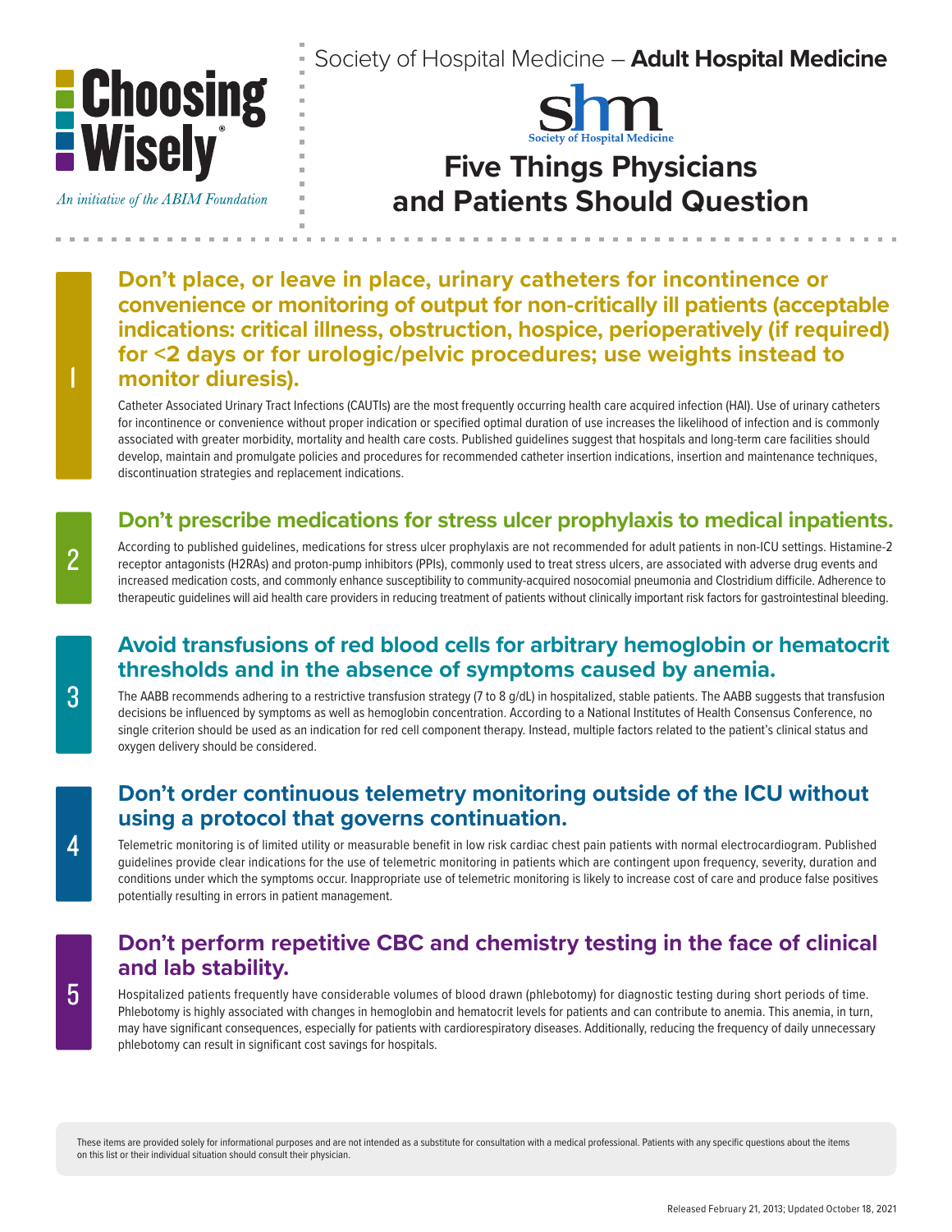Choosing Wisely®

*An initiative of the ABIM Foundation*

Society of Hospital Medicine – **Adult Hospital Medicine**

shm Society of Hospital Medicine

# Five Things Physicians and Patients Should Question

## 1 Don't place, or leave in place, urinary catheters for incontinence or convenience or monitoring of output for non-critically ill patients (acceptable indications: critical illness, obstruction, hospice, perioperatively (if required) for <2 days or for urologic/pelvic procedures; use weights instead to monitor diuresis).

Catheter Associated Urinary Tract Infections (CAUTIs) are the most frequently occurring health care acquired infection (HAI). Use of urinary catheters for incontinence or convenience without proper indication or specified optimal duration of use increases the likelihood of infection and is commonly associated with greater morbidity, mortality and health care costs. Published guidelines suggest that hospitals and long-term care facilities should develop, maintain and promulgate policies and procedures for recommended catheter insertion indications, insertion and maintenance techniques, discontinuation strategies and replacement indications.

## 2 Don't prescribe medications for stress ulcer prophylaxis to medical inpatients.

According to published guidelines, medications for stress ulcer prophylaxis are not recommended for adult patients in non-ICU settings. Histamine-2 receptor antagonists (H2RAs) and proton-pump inhibitors (PPIs), commonly used to treat stress ulcers, are associated with adverse drug events and increased medication costs, and commonly enhance susceptibility to community-acquired nosocomial pneumonia and Clostridium difficile. Adherence to therapeutic guidelines will aid health care providers in reducing treatment of patients without clinically important risk factors for gastrointestinal bleeding.

## 3 Avoid transfusions of red blood cells for arbitrary hemoglobin or hematocrit thresholds and in the absence of symptoms caused by anemia.

The AABB recommends adhering to a restrictive transfusion strategy (7 to 8 g/dL) in hospitalized, stable patients. The AABB suggests that transfusion decisions be influenced by symptoms as well as hemoglobin concentration. According to a National Institutes of Health Consensus Conference, no single criterion should be used as an indication for red cell component therapy. Instead, multiple factors related to the patient's clinical status and oxygen delivery should be considered.

## 4 Don't order continuous telemetry monitoring outside of the ICU without using a protocol that governs continuation.

Telemetric monitoring is of limited utility or measurable benefit in low risk cardiac chest pain patients with normal electrocardiogram. Published guidelines provide clear indications for the use of telemetric monitoring in patients which are contingent upon frequency, severity, duration and conditions under which the symptoms occur. Inappropriate use of telemetric monitoring is likely to increase cost of care and produce false positives potentially resulting in errors in patient management.

## 5 Don't perform repetitive CBC and chemistry testing in the face of clinical and lab stability.

Hospitalized patients frequently have considerable volumes of blood drawn (phlebotomy) for diagnostic testing during short periods of time. Phlebotomy is highly associated with changes in hemoglobin and hematocrit levels for patients and can contribute to anemia. This anemia, in turn, may have significant consequences, especially for patients with cardiorespiratory diseases. Additionally, reducing the frequency of daily unnecessary phlebotomy can result in significant cost savings for hospitals.

These items are provided solely for informational purposes and are not intended as a substitute for consultation with a medical professional. Patients with any specific questions about the items on this list or their individual situation should consult their physician.

Released February 21, 2013; Updated October 18, 2021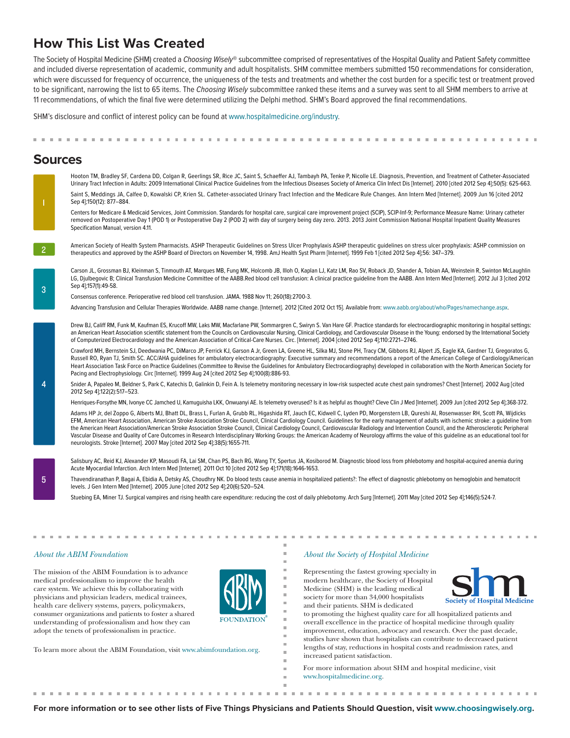## How This List Was Created

The Society of Hospital Medicine (SHM) created a *Choosing Wisely*® subcommittee comprised of representatives of the Hospital Quality and Patient Safety committee and included diverse representation of academic, community and adult hospitalists. SHM committee members submitted 150 recommendations for consideration, which were discussed for frequency of occurrence, the uniqueness of the tests and treatments and whether the cost burden for a specific test or treatment proved to be significant, narrowing the list to 65 items. The *Choosing Wisely* subcommittee ranked these items and a survey was sent to all SHM members to arrive at 11 recommendations, of which the final five were determined utilizing the Delphi method. SHM's Board approved the final recommendations.

SHM's disclosure and conflict of interest policy can be found at www.hospitalmedicine.org/industry.

## Sources

**1**

Hooton TM, Bradley SF, Cardena DD, Colgan R, Geerlings SR, Rice JC, Saint S, Schaeffer AJ, Tambayh PA, Tenke P, Nicolle LE. Diagnosis, Prevention, and Treatment of Catheter-Associated Urinary Tract Infection in Adults: 2009 International Clinical Practice Guidelines from the Infectious Diseases Society of America Clin Infect Dis [Internet]. 2010 [cited 2012 Sep 4];50(5): 625-663.

Saint S, Meddings JA, Calfee D, Kowalski CP, Krien SL. Catheter-associated Urinary Tract Infection and the Medicare Rule Changes. Ann Intern Med [Internet]. 2009 Jun 16 [cited 2012 Sep 4];150(12): 877–884.

Centers for Medicare & Medicaid Services, Joint Commission. Standards for hospital care, surgical care improvement project (SCIP), SCIP-Inf-9; Performance Measure Name: Urinary catheter removed on Postoperative Day 1 (POD 1) or Postoperative Day 2 (POD 2) with day of surgery being day zero. 2013. 2013 Joint Commission National Hospital Inpatient Quality Measures Specification Manual, version 4.11.

**2**

American Society of Health System Pharmacists. ASHP Therapeutic Guidelines on Stress Ulcer Prophylaxis ASHP therapeutic guidelines on stress ulcer prophylaxis: ASHP commission on therapeutics and approved by the ASHP Board of Directors on November 14, 1998. AmJ Health Syst Pharm [Internet]. 1999 Feb 1 [cited 2012 Sep 4];56: 347–379.

**3**

Carson JL, Grossman BJ, Kleinman S, Tinmouth AT, Marques MB, Fung MK, Holcomb JB, Illoh O, Kaplan LJ, Katz LM, Rao SV, Roback JD, Shander A, Tobian AA, Weinstein R, Swinton McLaughlin LG, Djulbegovic B; Clinical Transfusion Medicine Committee of the AABB.Red blood cell transfusion: A clinical practice guideline from the AABB. Ann Intern Med [Internet]. 2012 Jul 3 [cited 2012 Sep 4];157(1):49-58.

Consensus conference. Perioperative red blood cell transfusion. JAMA. 1988 Nov 11; 260(18):2700-3.

Advancing Transfusion and Cellular Therapies Worldwide. AABB name change. [Internet]. 2012 [Cited 2012 Oct 15]. Available from: www.aabb.org/about/who/Pages/namechange.aspx.

**4**

Drew BJ, Califf RM, Funk M, Kaufman ES, Krucoff MW, Laks MW, Macfarlane PW, Sommargren C, Swiryn S. Van Hare GF. Practice standards for electrocardiographic monitoring in hospital settings: an American Heart Association scientific statement from the Councils on Cardiovascular Nursing, Clinical Cardiology, and Cardiovascular Disease in the Young: endorsed by the International Society of Computerized Electrocardiology and the American Association of Critical-Care Nurses. Circ. [Internet]. 2004 [cited 2012 Sep 4];110:2721–2746.

Crawford MH, Bernstein SJ, Deedwania PC, DiMarco JP, Ferrick KJ, Garson A Jr, Green LA, Greene HL, Silka MJ, Stone PH, Tracy CM, Gibbons RJ, Alpert JS, Eagle KA, Gardner TJ, Gregoratos G, Russell RO, Ryan TJ, Smith SC. ACC/AHA guidelines for ambulatory electrocardiography: Executive summary and recommendations a report of the American College of Cardiology/American Heart Association Task Force on Practice Guidelines (Committee to Revise the Guidelines for Ambulatory Electrocardiography) developed in collaboration with the North American Society for Pacing and Electrophysiology. Circ [Internet]. 1999 Aug 24 [cited 2012 Sep 4];100(8):886-93.

Snider A, Papaleo M, Beldner S, Park C, Katechis D, Galinkin D, Fein A. Is telemetry monitoring necessary in low-risk suspected acute chest pain syndromes? Chest [Internet]. 2002 Aug [cited 2012 Sep 4];122(2):517–523.

Henriques-Forsythe MN, Ivonye CC Jamched U, Kamuguisha LKK, Onwuanyi AE. Is telemetry overused? Is it as helpful as thought? Cleve Clin J Med [Internet]. 2009 Jun [cited 2012 Sep 4];368-372.

Adams HP Jr, del Zoppo G, Alberts MJ, Bhatt DL, Brass L, Furlan A, Grubb RL, Higashida RT, Jauch EC, Kidwell C, Lyden PD, Morgenstern LB, Qureshi AI, Rosenwasser RH, Scott PA, Wijdicks EFM, American Heart Association, American Stroke Association Stroke Council, Clinical Cardiology Council. Guidelines for the early management of adults with ischemic stroke: a guideline from the American Heart Association/American Stroke Association Stroke Council, Clinical Cardiology Council, Cardiovascular Radiology and Intervention Council, and the Atherosclerotic Peripheral Vascular Disease and Quality of Care Outcomes in Research Interdisciplinary Working Groups: the American Academy of Neurology affirms the value of this guideline as an educational tool for neurologists. Stroke [Internet]. 2007 May [cited 2012 Sep 4];38(5):1655-711.

**5**

Salisbury AC, Reid KJ, Alexander KP, Masoudi FA, Lai SM, Chan PS, Bach RG, Wang TY, Spertus JA, Kosiborod M. Diagnostic blood loss from phlebotomy and hospital-acquired anemia during Acute Myocardial Infarction. Arch Intern Med [Internet]. 2011 Oct 10 [cited 2012 Sep 4];171(18):1646-1653.

Thavendiranathan P, Bagai A, Ebidia A, Detsky AS, Choudhry NK. Do blood tests cause anemia in hospitalized patients?: The effect of diagnostic phlebotomy on hemoglobin and hematocrit levels. J Gen Intern Med [Internet]. 2005 June [cited 2012 Sep 4];20(6):520–524.

Stuebing EA, Miner TJ. Surgical vampires and rising health care expenditure: reducing the cost of daily phlebotomy. Arch Surg [Internet]. 2011 May [cited 2012 Sep 4];146(5):524-7.

### *About the ABIM Foundation*

The mission of the ABIM Foundation is to advance medical professionalism to improve the health care system. We achieve this by collaborating with physicians and physician leaders, medical trainees, health care delivery systems, payers, policymakers, consumer organizations and patients to foster a shared understanding of professionalism and how they can adopt the tenets of professionalism in practice.

To learn more about the ABIM Foundation, visit www.abimfoundation.org.

### *About the Society of Hospital Medicine*

Representing the fastest growing specialty in modern healthcare, the Society of Hospital Medicine (SHM) is the leading medical society for more than 34,000 hospitalists and their patients. SHM is dedicated to promoting the highest quality care for all hospitalized patients and overall excellence in the practice of hospital medicine through quality improvement, education, advocacy and research. Over the past decade, studies have shown that hospitalists can contribute to decreased patient lengths of stay, reductions in hospital costs and readmission rates, and increased patient satisfaction.

For more information about SHM and hospital medicine, visit www.hospitalmedicine.org.

**For more information or to see other lists of Five Things Physicians and Patients Should Question, visit www.choosingwisely.org.**